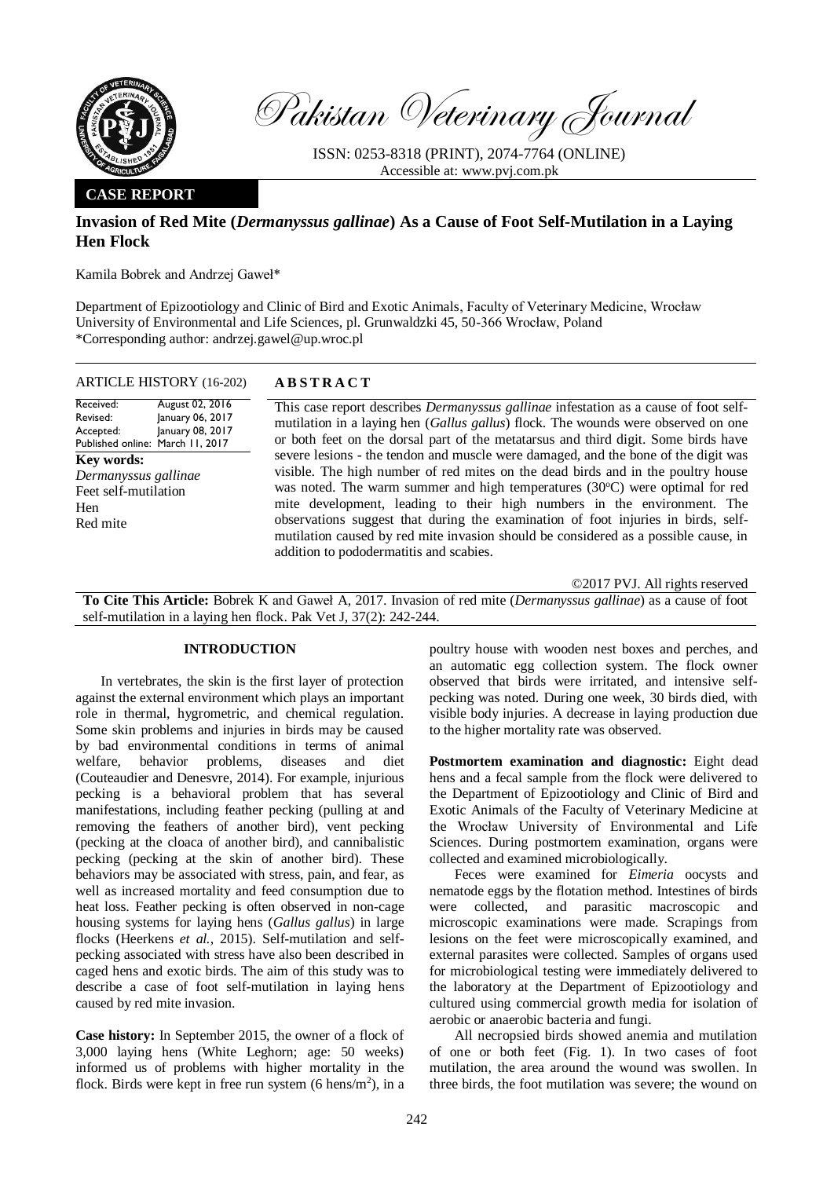Pakistan Veterinary Journal

ISSN: 0253-8318 (PRINT), 2074-7764 (ONLINE)
Accessible at: www.pvj.com.pk

**CASE REPORT**

# Invasion of Red Mite (*Dermanyssus gallinae*) As a Cause of Foot Self-Mutilation in a Laying Hen Flock

Kamila Bobrek and Andrzej Gaweł*

Department of Epizootiology and Clinic of Bird and Exotic Animals, Faculty of Veterinary Medicine, Wrocław University of Environmental and Life Sciences, pl. Grunwaldzki 45, 50-366 Wrocław, Poland
*Corresponding author: andrzej.gawel@up.wroc.pl

**ARTICLE HISTORY (16-202)**

| | |
|---|---|
| Received: | August 02, 2016 |
| Revised: | January 06, 2017 |
| Accepted: | January 08, 2017 |
| Published online: | March 11, 2017 |

**Key words:**
*Dermanyssus gallinae*
Feet self-mutilation
Hen
Red mite

## ABSTRACT

This case report describes *Dermanyssus gallinae* infestation as a cause of foot self-mutilation in a laying hen (*Gallus gallus*) flock. The wounds were observed on one or both feet on the dorsal part of the metatarsus and third digit. Some birds have severe lesions - the tendon and muscle were damaged, and the bone of the digit was visible. The high number of red mites on the dead birds and in the poultry house was noted. The warm summer and high temperatures (30°C) were optimal for red mite development, leading to their high numbers in the environment. The observations suggest that during the examination of foot injuries in birds, self-mutilation caused by red mite invasion should be considered as a possible cause, in addition to pododermatitis and scabies.

©2017 PVJ. All rights reserved

**To Cite This Article:** Bobrek K and Gaweł A, 2017. Invasion of red mite (*Dermanyssus gallinae*) as a cause of foot self-mutilation in a laying hen flock. Pak Vet J, 37(2): 242-244.

## INTRODUCTION

In vertebrates, the skin is the first layer of protection against the external environment which plays an important role in thermal, hygrometric, and chemical regulation. Some skin problems and injuries in birds may be caused by bad environmental conditions in terms of animal welfare, behavior problems, diseases and diet (Couteaudier and Denesvre, 2014). For example, injurious pecking is a behavioral problem that has several manifestations, including feather pecking (pulling at and removing the feathers of another bird), vent pecking (pecking at the cloaca of another bird), and cannibalistic pecking (pecking at the skin of another bird). These behaviors may be associated with stress, pain, and fear, as well as increased mortality and feed consumption due to heat loss. Feather pecking is often observed in non-cage housing systems for laying hens (*Gallus gallus*) in large flocks (Heerkens *et al.*, 2015). Self-mutilation and self-pecking associated with stress have also been described in caged hens and exotic birds. The aim of this study was to describe a case of foot self-mutilation in laying hens caused by red mite invasion.

**Case history:** In September 2015, the owner of a flock of 3,000 laying hens (White Leghorn; age: 50 weeks) informed us of problems with higher mortality in the flock. Birds were kept in free run system (6 hens/m$^2$), in a poultry house with wooden nest boxes and perches, and an automatic egg collection system. The flock owner observed that birds were irritated, and intensive self-pecking was noted. During one week, 30 birds died, with visible body injuries. A decrease in laying production due to the higher mortality rate was observed.

**Postmortem examination and diagnostic:** Eight dead hens and a fecal sample from the flock were delivered to the Department of Epizootiology and Clinic of Bird and Exotic Animals of the Faculty of Veterinary Medicine at the Wrocław University of Environmental and Life Sciences. During postmortem examination, organs were collected and examined microbiologically.

Feces were examined for *Eimeria* oocysts and nematode eggs by the flotation method. Intestines of birds were collected, and parasitic macroscopic and microscopic examinations were made. Scrapings from lesions on the feet were microscopically examined, and external parasites were collected. Samples of organs used for microbiological testing were immediately delivered to the laboratory at the Department of Epizootiology and cultured using commercial growth media for isolation of aerobic or anaerobic bacteria and fungi.

All necropsied birds showed anemia and mutilation of one or both feet (Fig. 1). In two cases of foot mutilation, the area around the wound was swollen. In three birds, the foot mutilation was severe; the wound on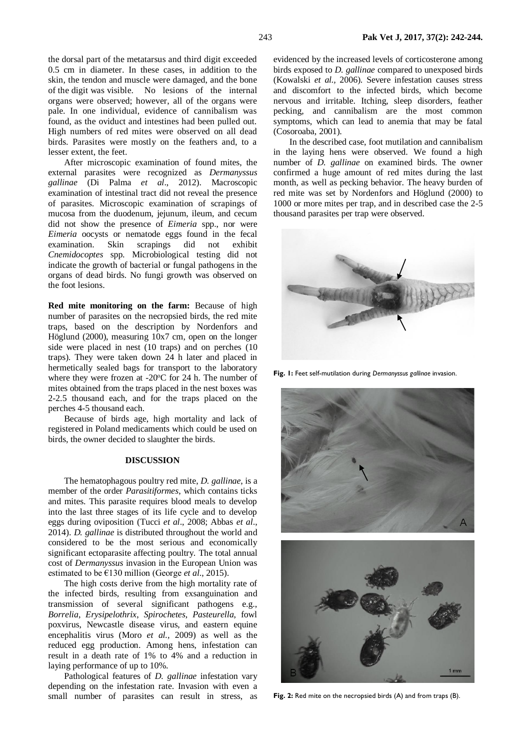the dorsal part of the metatarsus and third digit exceeded 0.5 cm in diameter. In these cases, in addition to the skin, the tendon and muscle were damaged, and the bone of the digit was visible. No lesions of the internal organs were observed; however, all of the organs were pale. In one individual, evidence of cannibalism was found, as the oviduct and intestines had been pulled out. High numbers of red mites were observed on all dead birds. Parasites were mostly on the feathers and, to a lesser extent, the feet.

After microscopic examination of found mites, the external parasites were recognized as *Dermanyssus gallinae* (Di Palma *et al*., 2012). Macroscopic examination of intestinal tract did not reveal the presence of parasites. Microscopic examination of scrapings of mucosa from the duodenum, jejunum, ileum, and cecum did not show the presence of *Eimeria* spp., nor were *Eimeria* oocysts or nematode eggs found in the fecal examination. Skin scrapings did not exhibit *Cnemidocoptes* spp. Microbiological testing did not indicate the growth of bacterial or fungal pathogens in the organs of dead birds. No fungi growth was observed on the foot lesions.

**Red mite monitoring on the farm:** Because of high number of parasites on the necropsied birds, the red mite traps, based on the description by Nordenfors and Höglund (2000), measuring 10x7 cm, open on the longer side were placed in nest (10 traps) and on perches (10 traps). They were taken down 24 h later and placed in hermetically sealed bags for transport to the laboratory where they were frozen at -20$^{o}$C for 24 h. The number of mites obtained from the traps placed in the nest boxes was 2-2.5 thousand each, and for the traps placed on the perches 4-5 thousand each.

Because of birds age, high mortality and lack of registered in Poland medicaments which could be used on birds, the owner decided to slaughter the birds.

## DISCUSSION

The hematophagous poultry red mite, *D. gallinae*, is a member of the order *Parasitiformes*, which contains ticks and mites. This parasite requires blood meals to develop into the last three stages of its life cycle and to develop eggs during oviposition (Tucci *et al*., 2008; Abbas *et al*., 2014). *D. gallinae* is distributed throughout the world and considered to be the most serious and economically significant ectoparasite affecting poultry. The total annual cost of *Dermanyssus* invasion in the European Union was estimated to be €130 million (George *et al*., 2015).

The high costs derive from the high mortality rate of the infected birds, resulting from exsanguination and transmission of several significant pathogens e.g., *Borrelia*, *Erysipelothrix*, *Spirochetes*, *Pasteurella*, fowl poxvirus, Newcastle disease virus, and eastern equine encephalitis virus (Moro *et al.*, 2009) as well as the reduced egg production. Among hens, infestation can result in a death rate of 1% to 4% and a reduction in laying performance of up to 10%.

Pathological features of *D. gallinae* infestation vary depending on the infestation rate. Invasion with even a small number of parasites can result in stress, as evidenced by the increased levels of corticosterone among birds exposed to *D. gallinae* compared to unexposed birds (Kowalski *et al*., 2006). Severe infestation causes stress and discomfort to the infected birds, which become nervous and irritable. Itching, sleep disorders, feather pecking, and cannibalism are the most common symptoms, which can lead to anemia that may be fatal (Cosoroaba, 2001).

In the described case, foot mutilation and cannibalism in the laying hens were observed. We found a high number of *D. gallinae* on examined birds. The owner confirmed a huge amount of red mites during the last month, as well as pecking behavior. The heavy burden of red mite was set by Nordenfors and Höglund (2000) to 1000 or more mites per trap, and in described case the 2-5 thousand parasites per trap were observed.

**Fig. 1:** Feet self-mutilation during *Dermanyssus gallinae* invasion.

**Fig. 2:** Red mite on the necropsied birds (A) and from traps (B).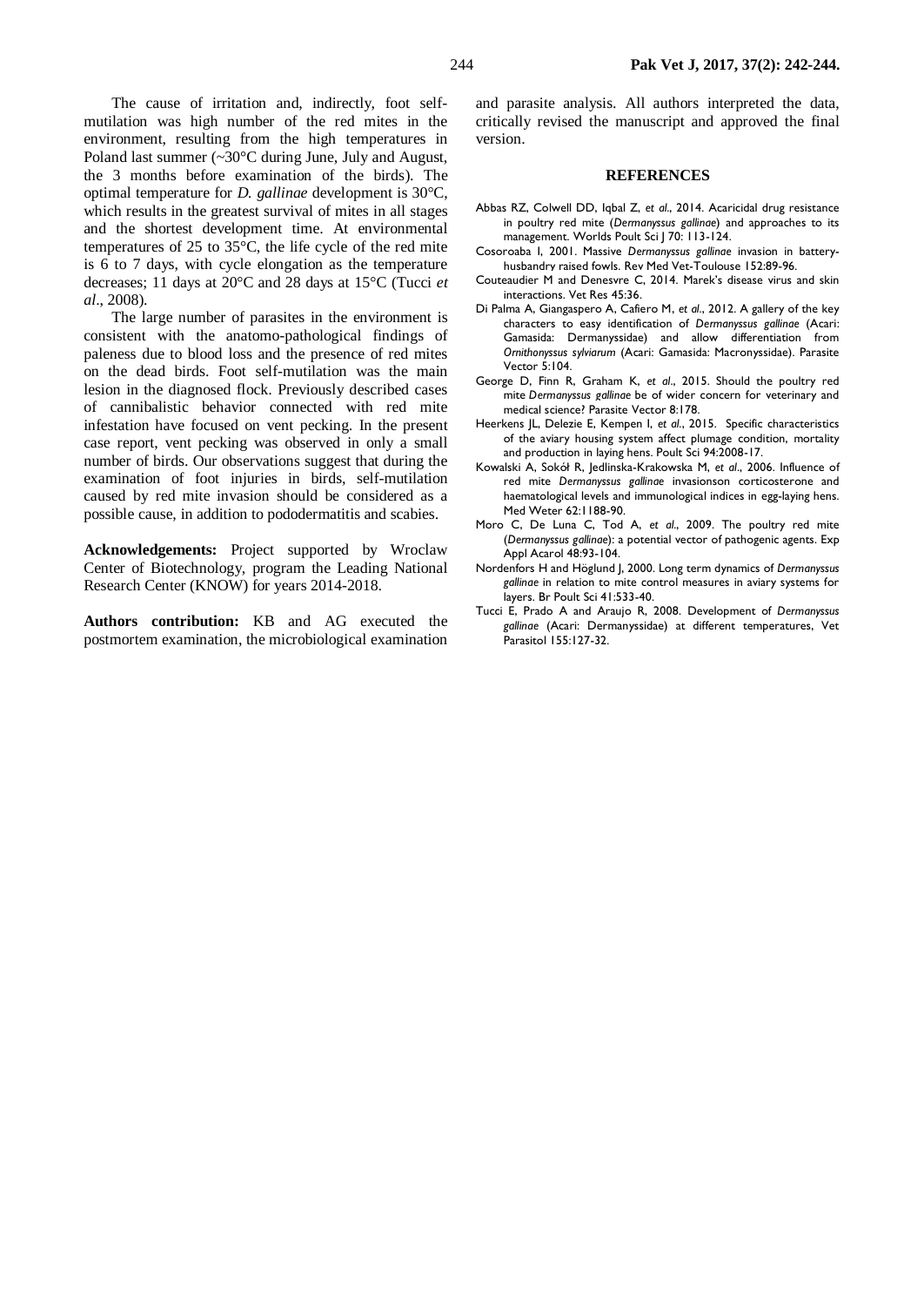The cause of irritation and, indirectly, foot self-mutilation was high number of the red mites in the environment, resulting from the high temperatures in Poland last summer (~30°C during June, July and August, the 3 months before examination of the birds). The optimal temperature for *D. gallinae* development is 30°C, which results in the greatest survival of mites in all stages and the shortest development time. At environmental temperatures of 25 to 35°C, the life cycle of the red mite is 6 to 7 days, with cycle elongation as the temperature decreases; 11 days at 20°C and 28 days at 15°C (Tucci *et al*., 2008).

The large number of parasites in the environment is consistent with the anatomo-pathological findings of paleness due to blood loss and the presence of red mites on the dead birds. Foot self-mutilation was the main lesion in the diagnosed flock. Previously described cases of cannibalistic behavior connected with red mite infestation have focused on vent pecking. In the present case report, vent pecking was observed in only a small number of birds. Our observations suggest that during the examination of foot injuries in birds, self-mutilation caused by red mite invasion should be considered as a possible cause, in addition to pododermatitis and scabies.

**Acknowledgements:** Project supported by Wroclaw Center of Biotechnology, program the Leading National Research Center (KNOW) for years 2014-2018.

**Authors contribution:** KB and AG executed the postmortem examination, the microbiological examination and parasite analysis. All authors interpreted the data, critically revised the manuscript and approved the final version.

## REFERENCES

Abbas RZ, Colwell DD, Iqbal Z, *et al*., 2014. Acaricidal drug resistance in poultry red mite (*Dermanyssus gallinae*) and approaches to its management. Worlds Poult Sci J 70: 113-124.

Cosoroaba I, 2001. Massive *Dermanyssus gallinae* invasion in battery-husbandry raised fowls. Rev Med Vet-Toulouse 152:89-96.

Couteaudier M and Denesvre C, 2014. Marek's disease virus and skin interactions. Vet Res 45:36.

Di Palma A, Giangaspero A, Cafiero M, *et al*., 2012. A gallery of the key characters to easy identification of *Dermanyssus gallinae* (Acari: Gamasida: Dermanyssidae) and allow differentiation from *Ornithonyssus sylviarum* (Acari: Gamasida: Macronyssidae). Parasite Vector 5:104.

George D, Finn R, Graham K, *et al*., 2015. Should the poultry red mite *Dermanyssus gallinae* be of wider concern for veterinary and medical science? Parasite Vector 8:178.

Heerkens JL, Delezie E, Kempen I, *et al*., 2015. Specific characteristics of the aviary housing system affect plumage condition, mortality and production in laying hens. Poult Sci 94:2008-17.

Kowalski A, Sokół R, Jedlinska-Krakowska M, *et al*., 2006. Influence of red mite *Dermanyssus gallinae* invasionson corticosterone and haematological levels and immunological indices in egg-laying hens. Med Weter 62:1188-90.

Moro C, De Luna C, Tod A, *et al*., 2009. The poultry red mite (*Dermanyssus gallinae*): a potential vector of pathogenic agents. Exp Appl Acarol 48:93-104.

Nordenfors H and Höglund J, 2000. Long term dynamics of *Dermanyssus gallinae* in relation to mite control measures in aviary systems for layers. Br Poult Sci 41:533-40.

Tucci E, Prado A and Araujo R, 2008. Development of *Dermanyssus gallinae* (Acari: Dermanyssidae) at different temperatures, Vet Parasitol 155:127-32.